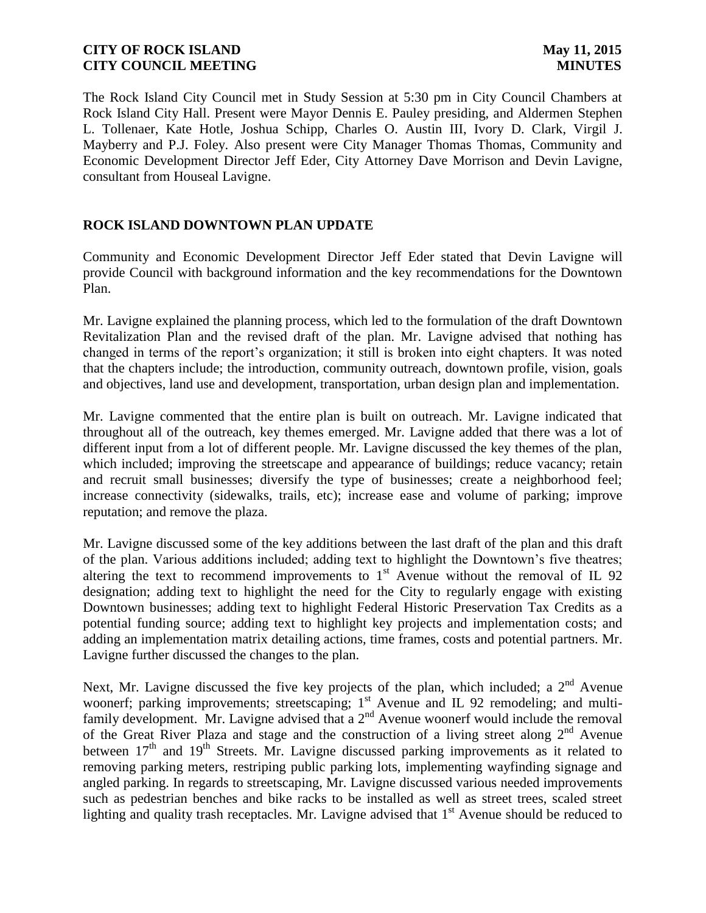The Rock Island City Council met in Study Session at 5:30 pm in City Council Chambers at Rock Island City Hall. Present were Mayor Dennis E. Pauley presiding, and Aldermen Stephen L. Tollenaer, Kate Hotle, Joshua Schipp, Charles O. Austin III, Ivory D. Clark, Virgil J. Mayberry and P.J. Foley. Also present were City Manager Thomas Thomas, Community and Economic Development Director Jeff Eder, City Attorney Dave Morrison and Devin Lavigne, consultant from Houseal Lavigne.

## ROCK ISLAND DOWNTOWN PLAN UPDATE

Community and Economic Development Director Jeff Eder stated that Devin Lavigne will provide Council with background information and the key recommendations for the Downtown Plan.

Mr. Lavigne explained the planning process, which led to the formulation of the draft Downtown Revitalization Plan and the revised draft of the plan. Mr. Lavigne advised that nothing has changed in terms of the report's organization; it still is broken into eight chapters. It was noted that the chapters include; the introduction, community outreach, downtown profile, vision, goals and objectives, land use and development, transportation, urban design plan and implementation.

Mr. Lavigne commented that the entire plan is built on outreach. Mr. Lavigne indicated that throughout all of the outreach, key themes emerged. Mr. Lavigne added that there was a lot of different input from a lot of different people. Mr. Lavigne discussed the key themes of the plan, which included; improving the streetscape and appearance of buildings; reduce vacancy; retain and recruit small businesses; diversify the type of businesses; create a neighborhood feel; increase connectivity (sidewalks, trails, etc); increase ease and volume of parking; improve reputation; and remove the plaza.

Mr. Lavigne discussed some of the key additions between the last draft of the plan and this draft of the plan. Various additions included; adding text to highlight the Downtown's five theatres; altering the text to recommend improvements to 1st Avenue without the removal of IL 92 designation; adding text to highlight the need for the City to regularly engage with existing Downtown businesses; adding text to highlight Federal Historic Preservation Tax Credits as a potential funding source; adding text to highlight key projects and implementation costs; and adding an implementation matrix detailing actions, time frames, costs and potential partners. Mr. Lavigne further discussed the changes to the plan.

Next, Mr. Lavigne discussed the five key projects of the plan, which included; a 2nd Avenue woonerf; parking improvements; streetscaping; 1st Avenue and IL 92 remodeling; and multi-family development. Mr. Lavigne advised that a 2nd Avenue woonerf would include the removal of the Great River Plaza and stage and the construction of a living street along 2nd Avenue between 17th and 19th Streets. Mr. Lavigne discussed parking improvements as it related to removing parking meters, restriping public parking lots, implementing wayfinding signage and angled parking. In regards to streetscaping, Mr. Lavigne discussed various needed improvements such as pedestrian benches and bike racks to be installed as well as street trees, scaled street lighting and quality trash receptacles. Mr. Lavigne advised that 1st Avenue should be reduced to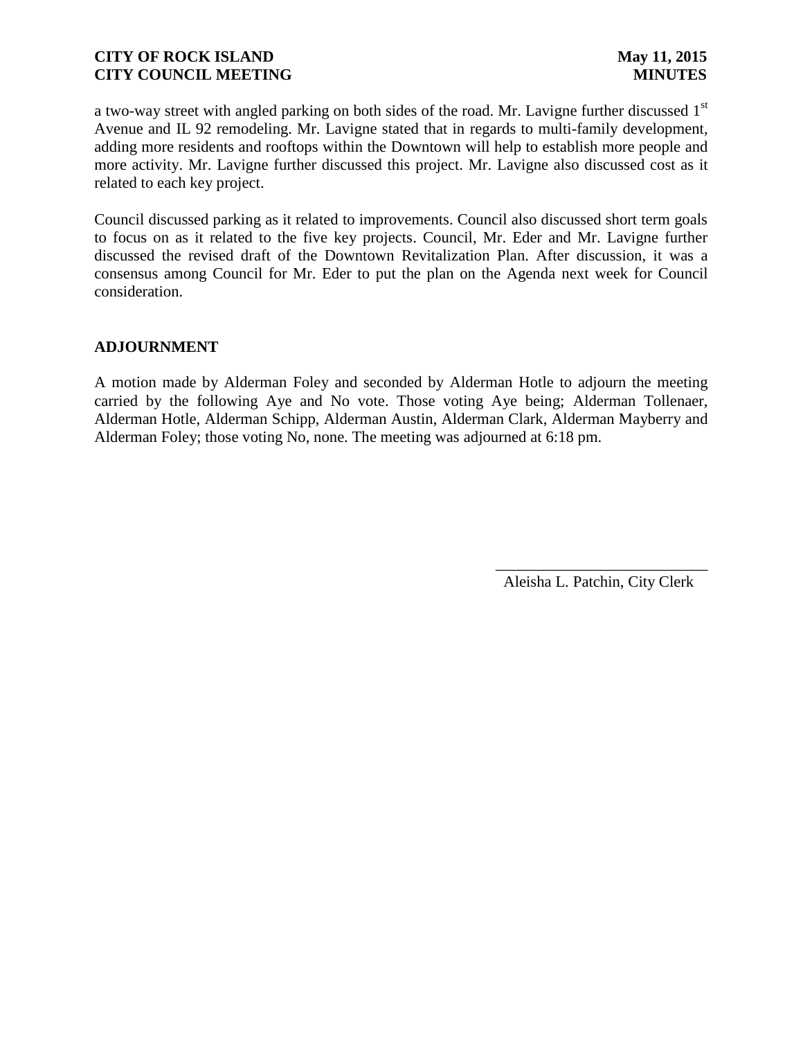a two-way street with angled parking on both sides of the road. Mr. Lavigne further discussed 1st Avenue and IL 92 remodeling. Mr. Lavigne stated that in regards to multi-family development, adding more residents and rooftops within the Downtown will help to establish more people and more activity. Mr. Lavigne further discussed this project. Mr. Lavigne also discussed cost as it related to each key project.

Council discussed parking as it related to improvements. Council also discussed short term goals to focus on as it related to the five key projects. Council, Mr. Eder and Mr. Lavigne further discussed the revised draft of the Downtown Revitalization Plan. After discussion, it was a consensus among Council for Mr. Eder to put the plan on the Agenda next week for Council consideration.

**ADJOURNMENT**

A motion made by Alderman Foley and seconded by Alderman Hotle to adjourn the meeting carried by the following Aye and No vote. Those voting Aye being; Alderman Tollenaer, Alderman Hotle, Alderman Schipp, Alderman Austin, Alderman Clark, Alderman Mayberry and Alderman Foley; those voting No, none. The meeting was adjourned at 6:18 pm.

\_\_\_\_\_\_\_\_\_\_\_\_\_\_\_\_\_\_\_\_\_\_\_\_\_\_\_

Aleisha L. Patchin, City Clerk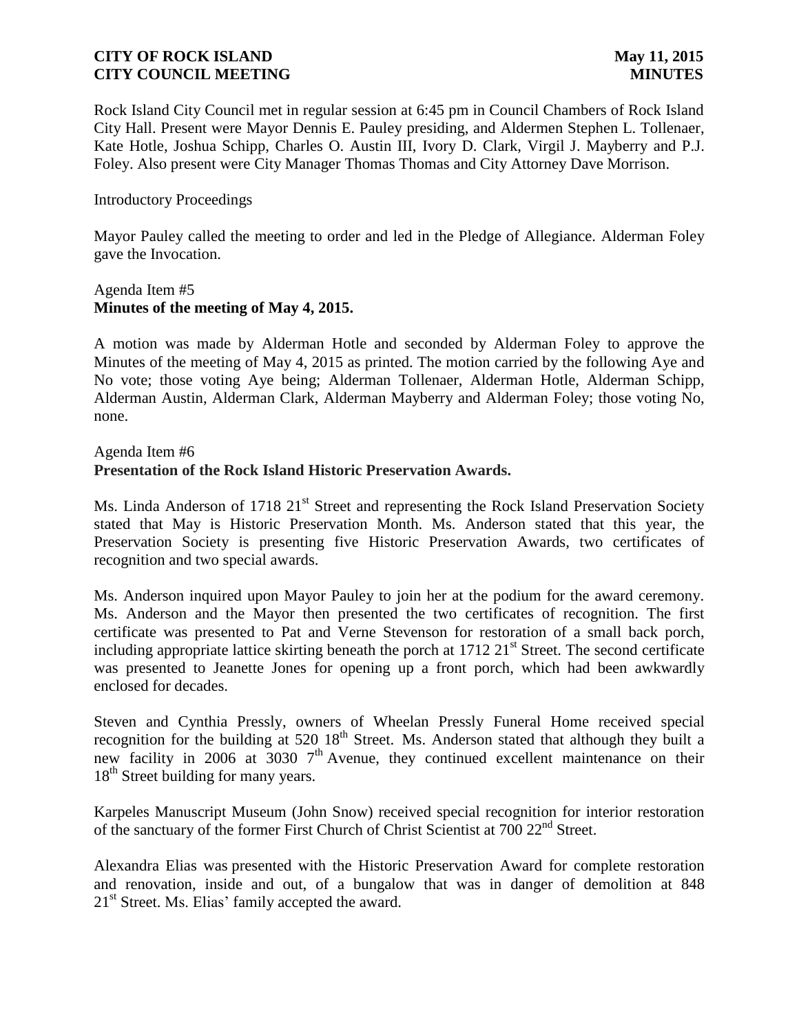Rock Island City Council met in regular session at 6:45 pm in Council Chambers of Rock Island City Hall. Present were Mayor Dennis E. Pauley presiding, and Aldermen Stephen L. Tollenaer, Kate Hotle, Joshua Schipp, Charles O. Austin III, Ivory D. Clark, Virgil J. Mayberry and P.J. Foley. Also present were City Manager Thomas Thomas and City Attorney Dave Morrison.

Introductory Proceedings

Mayor Pauley called the meeting to order and led in the Pledge of Allegiance. Alderman Foley gave the Invocation.

Agenda Item #5
**Minutes of the meeting of May 4, 2015.**

A motion was made by Alderman Hotle and seconded by Alderman Foley to approve the Minutes of the meeting of May 4, 2015 as printed. The motion carried by the following Aye and No vote; those voting Aye being; Alderman Tollenaer, Alderman Hotle, Alderman Schipp, Alderman Austin, Alderman Clark, Alderman Mayberry and Alderman Foley; those voting No, none.

Agenda Item #6
**Presentation of the Rock Island Historic Preservation Awards.**

Ms. Linda Anderson of 1718 21st Street and representing the Rock Island Preservation Society stated that May is Historic Preservation Month. Ms. Anderson stated that this year, the Preservation Society is presenting five Historic Preservation Awards, two certificates of recognition and two special awards.

Ms. Anderson inquired upon Mayor Pauley to join her at the podium for the award ceremony. Ms. Anderson and the Mayor then presented the two certificates of recognition. The first certificate was presented to Pat and Verne Stevenson for restoration of a small back porch, including appropriate lattice skirting beneath the porch at 1712 21st Street. The second certificate was presented to Jeanette Jones for opening up a front porch, which had been awkwardly enclosed for decades.

Steven and Cynthia Pressly, owners of Wheelan Pressly Funeral Home received special recognition for the building at 520 18th Street. Ms. Anderson stated that although they built a new facility in 2006 at 3030 7th Avenue, they continued excellent maintenance on their 18th Street building for many years.

Karpeles Manuscript Museum (John Snow) received special recognition for interior restoration of the sanctuary of the former First Church of Christ Scientist at 700 22nd Street.

Alexandra Elias was presented with the Historic Preservation Award for complete restoration and renovation, inside and out, of a bungalow that was in danger of demolition at 848 21st Street. Ms. Elias' family accepted the award.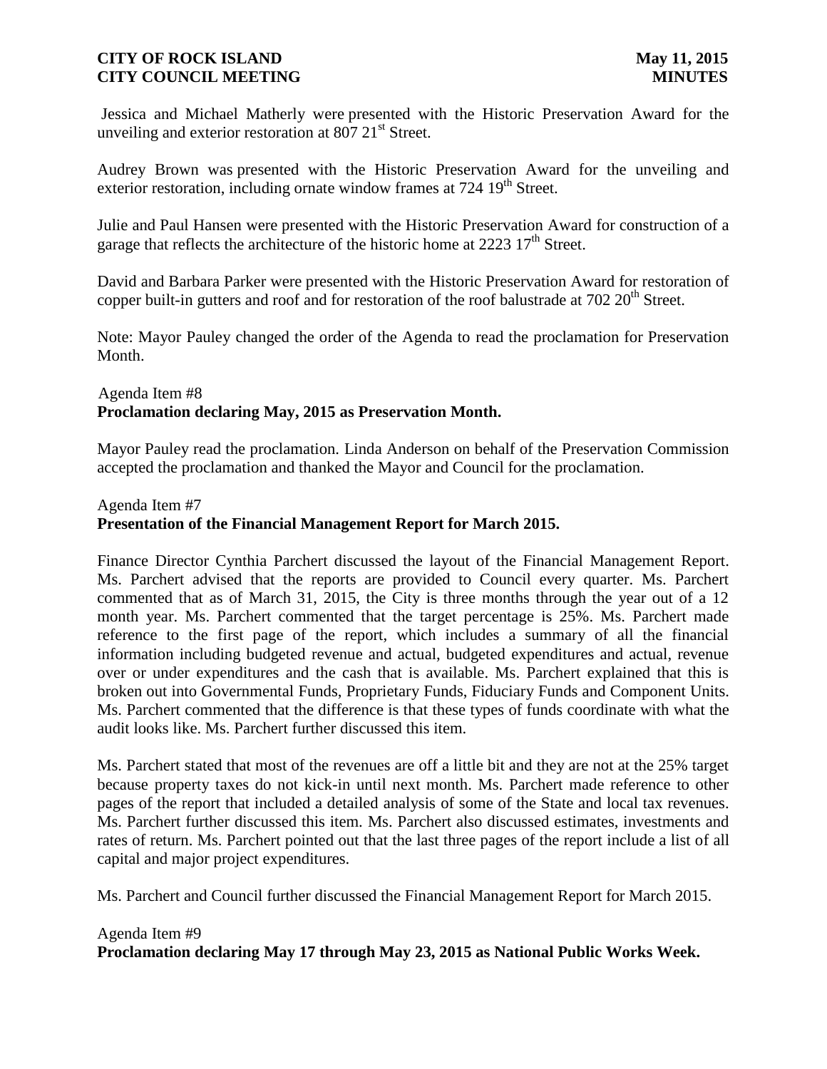Jessica and Michael Matherly were presented with the Historic Preservation Award for the unveiling and exterior restoration at 807 21st Street.

Audrey Brown was presented with the Historic Preservation Award for the unveiling and exterior restoration, including ornate window frames at 724 19th Street.

Julie and Paul Hansen were presented with the Historic Preservation Award for construction of a garage that reflects the architecture of the historic home at 2223 17th Street.

David and Barbara Parker were presented with the Historic Preservation Award for restoration of copper built-in gutters and roof and for restoration of the roof balustrade at 702 20th Street.

Note: Mayor Pauley changed the order of the Agenda to read the proclamation for Preservation Month.

Agenda Item #8
**Proclamation declaring May, 2015 as Preservation Month.**

Mayor Pauley read the proclamation. Linda Anderson on behalf of the Preservation Commission accepted the proclamation and thanked the Mayor and Council for the proclamation.

Agenda Item #7
**Presentation of the Financial Management Report for March 2015.**

Finance Director Cynthia Parchert discussed the layout of the Financial Management Report. Ms. Parchert advised that the reports are provided to Council every quarter. Ms. Parchert commented that as of March 31, 2015, the City is three months through the year out of a 12 month year. Ms. Parchert commented that the target percentage is 25%. Ms. Parchert made reference to the first page of the report, which includes a summary of all the financial information including budgeted revenue and actual, budgeted expenditures and actual, revenue over or under expenditures and the cash that is available. Ms. Parchert explained that this is broken out into Governmental Funds, Proprietary Funds, Fiduciary Funds and Component Units. Ms. Parchert commented that the difference is that these types of funds coordinate with what the audit looks like. Ms. Parchert further discussed this item.

Ms. Parchert stated that most of the revenues are off a little bit and they are not at the 25% target because property taxes do not kick-in until next month. Ms. Parchert made reference to other pages of the report that included a detailed analysis of some of the State and local tax revenues. Ms. Parchert further discussed this item. Ms. Parchert also discussed estimates, investments and rates of return. Ms. Parchert pointed out that the last three pages of the report include a list of all capital and major project expenditures.

Ms. Parchert and Council further discussed the Financial Management Report for March 2015.

Agenda Item #9
**Proclamation declaring May 17 through May 23, 2015 as National Public Works Week.**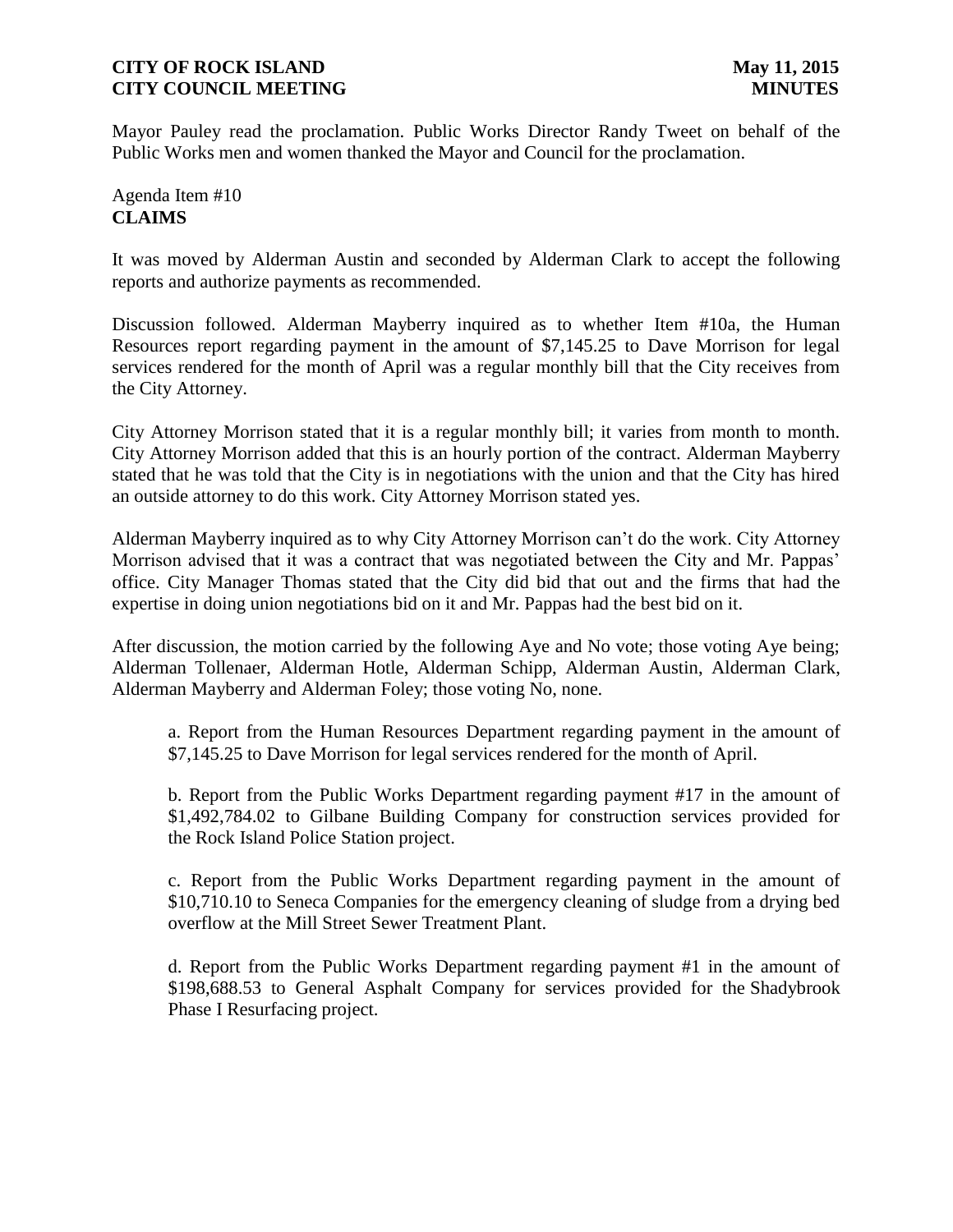Mayor Pauley read the proclamation. Public Works Director Randy Tweet on behalf of the Public Works men and women thanked the Mayor and Council for the proclamation.

Agenda Item #10
**CLAIMS**

It was moved by Alderman Austin and seconded by Alderman Clark to accept the following reports and authorize payments as recommended.

Discussion followed. Alderman Mayberry inquired as to whether Item #10a, the Human Resources report regarding payment in the amount of $7,145.25 to Dave Morrison for legal services rendered for the month of April was a regular monthly bill that the City receives from the City Attorney.

City Attorney Morrison stated that it is a regular monthly bill; it varies from month to month. City Attorney Morrison added that this is an hourly portion of the contract. Alderman Mayberry stated that he was told that the City is in negotiations with the union and that the City has hired an outside attorney to do this work. City Attorney Morrison stated yes.

Alderman Mayberry inquired as to why City Attorney Morrison can't do the work. City Attorney Morrison advised that it was a contract that was negotiated between the City and Mr. Pappas' office. City Manager Thomas stated that the City did bid that out and the firms that had the expertise in doing union negotiations bid on it and Mr. Pappas had the best bid on it.

After discussion, the motion carried by the following Aye and No vote; those voting Aye being; Alderman Tollenaer, Alderman Hotle, Alderman Schipp, Alderman Austin, Alderman Clark, Alderman Mayberry and Alderman Foley; those voting No, none.

a. Report from the Human Resources Department regarding payment in the amount of $7,145.25 to Dave Morrison for legal services rendered for the month of April.

b. Report from the Public Works Department regarding payment #17 in the amount of $1,492,784.02 to Gilbane Building Company for construction services provided for the Rock Island Police Station project.

c. Report from the Public Works Department regarding payment in the amount of $10,710.10 to Seneca Companies for the emergency cleaning of sludge from a drying bed overflow at the Mill Street Sewer Treatment Plant.

d. Report from the Public Works Department regarding payment #1 in the amount of $198,688.53 to General Asphalt Company for services provided for the Shadybrook Phase I Resurfacing project.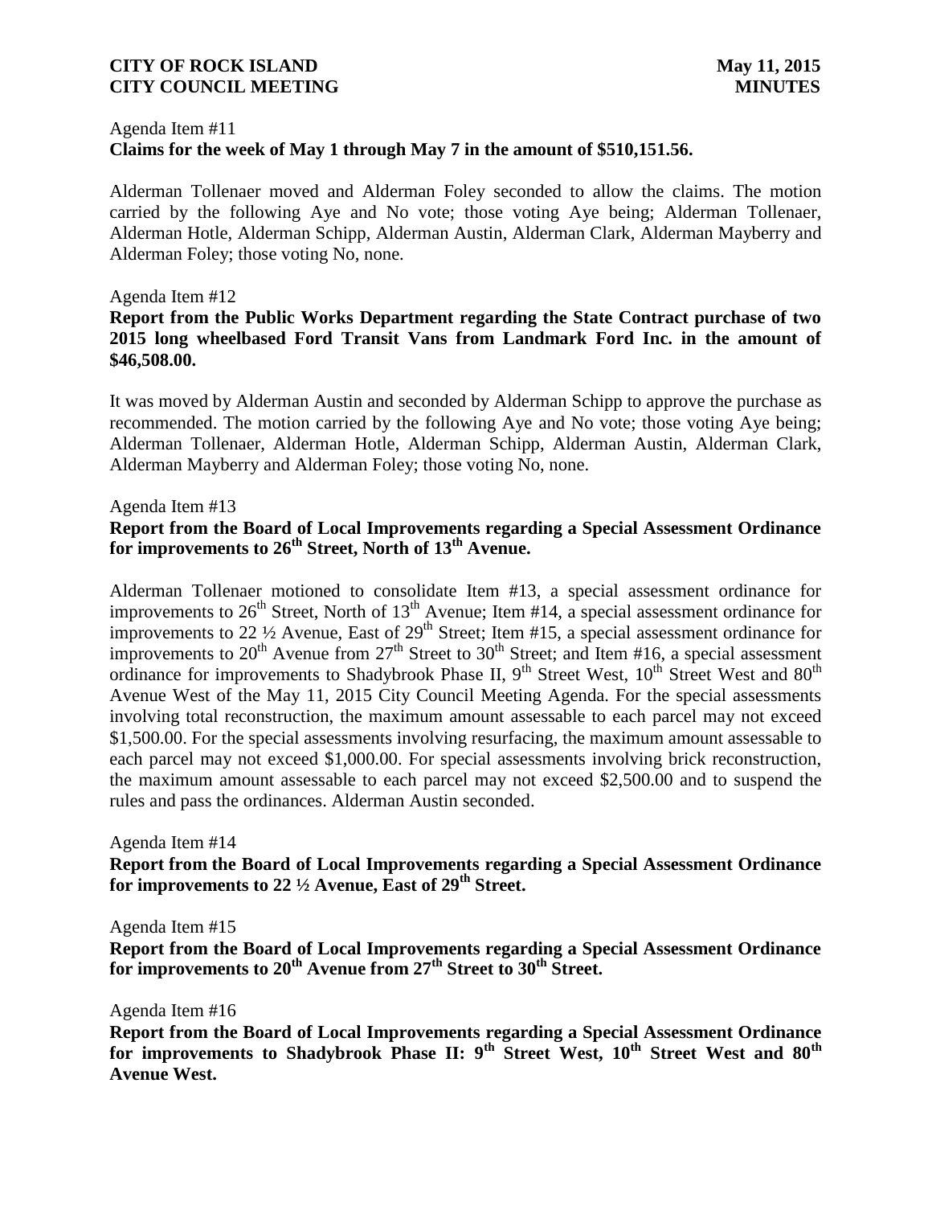Agenda Item #11

**Claims for the week of May 1 through May 7 in the amount of $510,151.56.**

Alderman Tollenaer moved and Alderman Foley seconded to allow the claims. The motion carried by the following Aye and No vote; those voting Aye being; Alderman Tollenaer, Alderman Hotle, Alderman Schipp, Alderman Austin, Alderman Clark, Alderman Mayberry and Alderman Foley; those voting No, none.

Agenda Item #12

**Report from the Public Works Department regarding the State Contract purchase of two 2015 long wheelbased Ford Transit Vans from Landmark Ford Inc. in the amount of $46,508.00.**

It was moved by Alderman Austin and seconded by Alderman Schipp to approve the purchase as recommended. The motion carried by the following Aye and No vote; those voting Aye being; Alderman Tollenaer, Alderman Hotle, Alderman Schipp, Alderman Austin, Alderman Clark, Alderman Mayberry and Alderman Foley; those voting No, none.

Agenda Item #13

**Report from the Board of Local Improvements regarding a Special Assessment Ordinance for improvements to 26th Street, North of 13th Avenue.**

Alderman Tollenaer motioned to consolidate Item #13, a special assessment ordinance for improvements to 26th Street, North of 13th Avenue; Item #14, a special assessment ordinance for improvements to 22 ½ Avenue, East of 29th Street; Item #15, a special assessment ordinance for improvements to 20th Avenue from 27th Street to 30th Street; and Item #16, a special assessment ordinance for improvements to Shadybrook Phase II, 9th Street West, 10th Street West and 80th Avenue West of the May 11, 2015 City Council Meeting Agenda. For the special assessments involving total reconstruction, the maximum amount assessable to each parcel may not exceed $1,500.00. For the special assessments involving resurfacing, the maximum amount assessable to each parcel may not exceed $1,000.00. For special assessments involving brick reconstruction, the maximum amount assessable to each parcel may not exceed $2,500.00 and to suspend the rules and pass the ordinances. Alderman Austin seconded.

Agenda Item #14

**Report from the Board of Local Improvements regarding a Special Assessment Ordinance for improvements to 22 ½ Avenue, East of 29th Street.**

Agenda Item #15

**Report from the Board of Local Improvements regarding a Special Assessment Ordinance for improvements to 20th Avenue from 27th Street to 30th Street.**

Agenda Item #16

**Report from the Board of Local Improvements regarding a Special Assessment Ordinance for improvements to Shadybrook Phase II: 9th Street West, 10th Street West and 80th Avenue West.**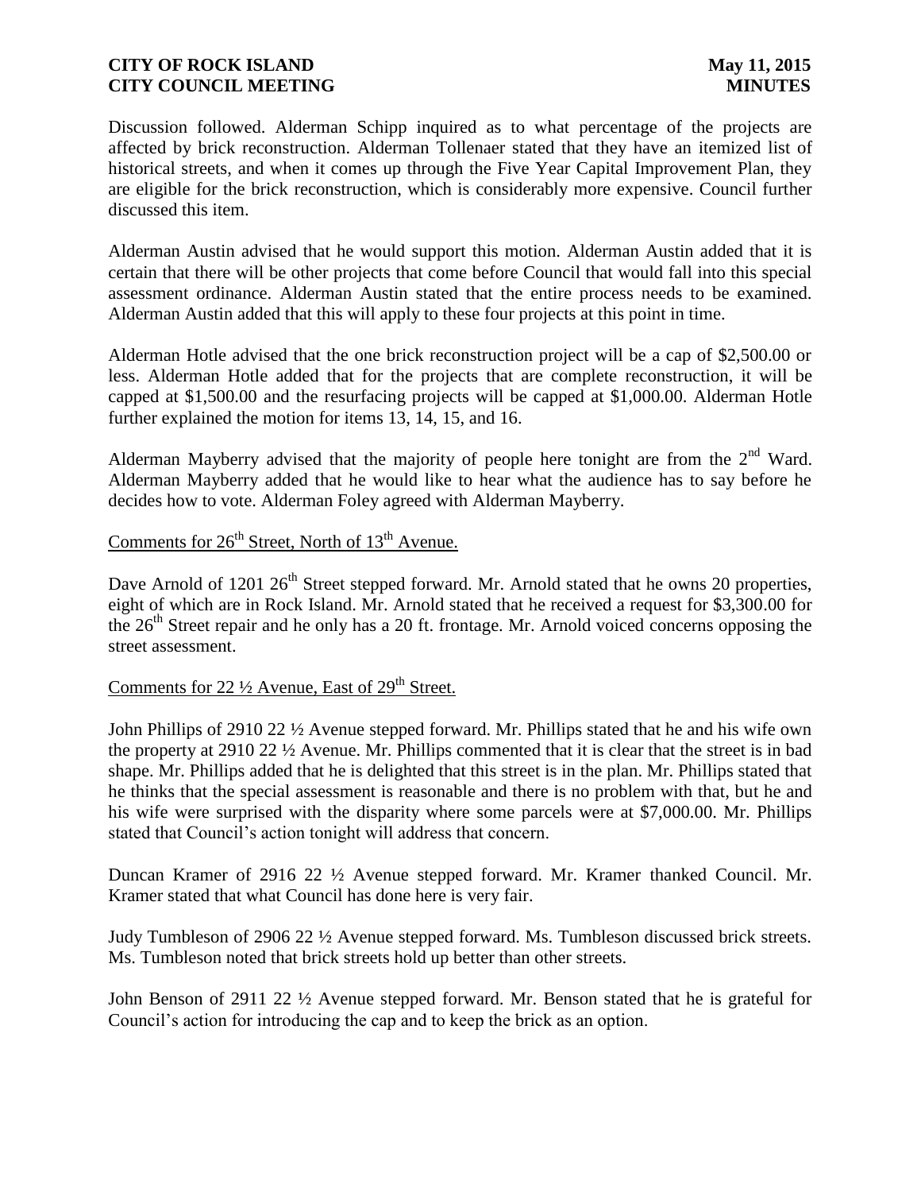Discussion followed. Alderman Schipp inquired as to what percentage of the projects are affected by brick reconstruction. Alderman Tollenaer stated that they have an itemized list of historical streets, and when it comes up through the Five Year Capital Improvement Plan, they are eligible for the brick reconstruction, which is considerably more expensive. Council further discussed this item.

Alderman Austin advised that he would support this motion. Alderman Austin added that it is certain that there will be other projects that come before Council that would fall into this special assessment ordinance. Alderman Austin stated that the entire process needs to be examined. Alderman Austin added that this will apply to these four projects at this point in time.

Alderman Hotle advised that the one brick reconstruction project will be a cap of $2,500.00 or less. Alderman Hotle added that for the projects that are complete reconstruction, it will be capped at $1,500.00 and the resurfacing projects will be capped at $1,000.00. Alderman Hotle further explained the motion for items 13, 14, 15, and 16.

Alderman Mayberry advised that the majority of people here tonight are from the 2nd Ward. Alderman Mayberry added that he would like to hear what the audience has to say before he decides how to vote. Alderman Foley agreed with Alderman Mayberry.

Comments for 26th Street, North of 13th Avenue.

Dave Arnold of 1201 26th Street stepped forward. Mr. Arnold stated that he owns 20 properties, eight of which are in Rock Island. Mr. Arnold stated that he received a request for $3,300.00 for the 26th Street repair and he only has a 20 ft. frontage. Mr. Arnold voiced concerns opposing the street assessment.

Comments for 22 ½ Avenue, East of 29th Street.

John Phillips of 2910 22 ½ Avenue stepped forward. Mr. Phillips stated that he and his wife own the property at 2910 22 ½ Avenue. Mr. Phillips commented that it is clear that the street is in bad shape. Mr. Phillips added that he is delighted that this street is in the plan. Mr. Phillips stated that he thinks that the special assessment is reasonable and there is no problem with that, but he and his wife were surprised with the disparity where some parcels were at $7,000.00. Mr. Phillips stated that Council's action tonight will address that concern.

Duncan Kramer of 2916 22 ½ Avenue stepped forward. Mr. Kramer thanked Council. Mr. Kramer stated that what Council has done here is very fair.

Judy Tumbleson of 2906 22 ½ Avenue stepped forward. Ms. Tumbleson discussed brick streets. Ms. Tumbleson noted that brick streets hold up better than other streets.

John Benson of 2911 22 ½ Avenue stepped forward. Mr. Benson stated that he is grateful for Council's action for introducing the cap and to keep the brick as an option.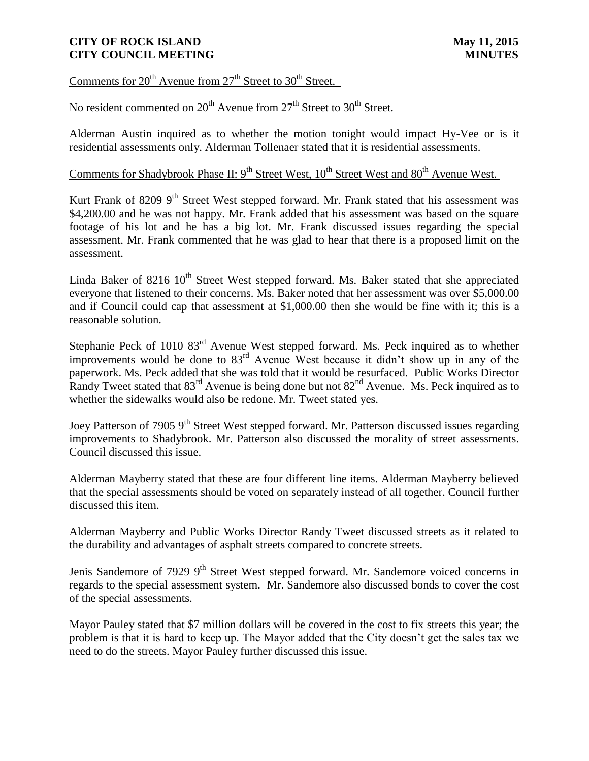Comments for 20th Avenue from 27th Street to 30th Street.

No resident commented on 20th Avenue from 27th Street to 30th Street.

Alderman Austin inquired as to whether the motion tonight would impact Hy-Vee or is it residential assessments only. Alderman Tollenaer stated that it is residential assessments.

Comments for Shadybrook Phase II: 9th Street West, 10th Street West and 80th Avenue West.

Kurt Frank of 8209 9th Street West stepped forward. Mr. Frank stated that his assessment was \$4,200.00 and he was not happy. Mr. Frank added that his assessment was based on the square footage of his lot and he has a big lot. Mr. Frank discussed issues regarding the special assessment. Mr. Frank commented that he was glad to hear that there is a proposed limit on the assessment.

Linda Baker of 8216 10th Street West stepped forward. Ms. Baker stated that she appreciated everyone that listened to their concerns. Ms. Baker noted that her assessment was over \$5,000.00 and if Council could cap that assessment at \$1,000.00 then she would be fine with it; this is a reasonable solution.

Stephanie Peck of 1010 83rd Avenue West stepped forward. Ms. Peck inquired as to whether improvements would be done to 83rd Avenue West because it didn't show up in any of the paperwork. Ms. Peck added that she was told that it would be resurfaced. Public Works Director Randy Tweet stated that 83rd Avenue is being done but not 82nd Avenue. Ms. Peck inquired as to whether the sidewalks would also be redone. Mr. Tweet stated yes.

Joey Patterson of 7905 9th Street West stepped forward. Mr. Patterson discussed issues regarding improvements to Shadybrook. Mr. Patterson also discussed the morality of street assessments. Council discussed this issue.

Alderman Mayberry stated that these are four different line items. Alderman Mayberry believed that the special assessments should be voted on separately instead of all together. Council further discussed this item.

Alderman Mayberry and Public Works Director Randy Tweet discussed streets as it related to the durability and advantages of asphalt streets compared to concrete streets.

Jenis Sandemore of 7929 9th Street West stepped forward. Mr. Sandemore voiced concerns in regards to the special assessment system. Mr. Sandemore also discussed bonds to cover the cost of the special assessments.

Mayor Pauley stated that \$7 million dollars will be covered in the cost to fix streets this year; the problem is that it is hard to keep up. The Mayor added that the City doesn't get the sales tax we need to do the streets. Mayor Pauley further discussed this issue.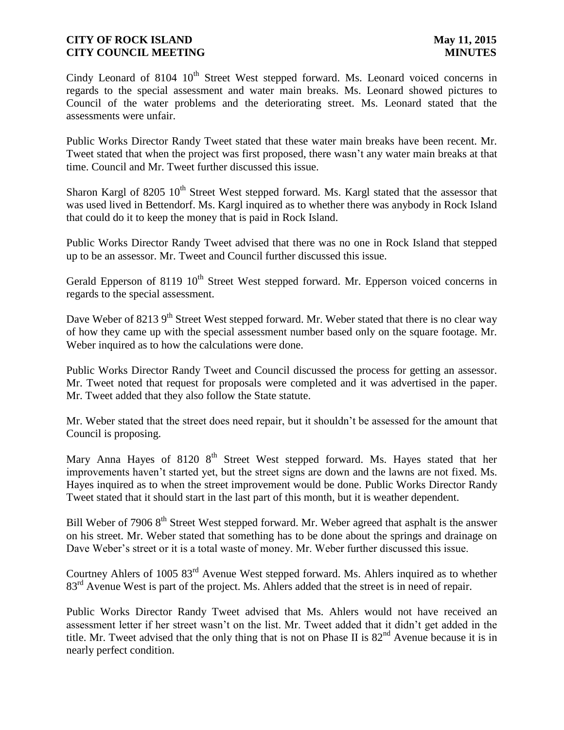Cindy Leonard of 8104 10th Street West stepped forward. Ms. Leonard voiced concerns in regards to the special assessment and water main breaks. Ms. Leonard showed pictures to Council of the water problems and the deteriorating street. Ms. Leonard stated that the assessments were unfair.

Public Works Director Randy Tweet stated that these water main breaks have been recent. Mr. Tweet stated that when the project was first proposed, there wasn't any water main breaks at that time. Council and Mr. Tweet further discussed this issue.

Sharon Kargl of 8205 10th Street West stepped forward. Ms. Kargl stated that the assessor that was used lived in Bettendorf. Ms. Kargl inquired as to whether there was anybody in Rock Island that could do it to keep the money that is paid in Rock Island.

Public Works Director Randy Tweet advised that there was no one in Rock Island that stepped up to be an assessor. Mr. Tweet and Council further discussed this issue.

Gerald Epperson of 8119 10th Street West stepped forward. Mr. Epperson voiced concerns in regards to the special assessment.

Dave Weber of 8213 9th Street West stepped forward. Mr. Weber stated that there is no clear way of how they came up with the special assessment number based only on the square footage. Mr. Weber inquired as to how the calculations were done.

Public Works Director Randy Tweet and Council discussed the process for getting an assessor. Mr. Tweet noted that request for proposals were completed and it was advertised in the paper. Mr. Tweet added that they also follow the State statute.

Mr. Weber stated that the street does need repair, but it shouldn't be assessed for the amount that Council is proposing.

Mary Anna Hayes of 8120 8th Street West stepped forward. Ms. Hayes stated that her improvements haven't started yet, but the street signs are down and the lawns are not fixed. Ms. Hayes inquired as to when the street improvement would be done. Public Works Director Randy Tweet stated that it should start in the last part of this month, but it is weather dependent.

Bill Weber of 7906 8th Street West stepped forward. Mr. Weber agreed that asphalt is the answer on his street. Mr. Weber stated that something has to be done about the springs and drainage on Dave Weber's street or it is a total waste of money. Mr. Weber further discussed this issue.

Courtney Ahlers of 1005 83rd Avenue West stepped forward. Ms. Ahlers inquired as to whether 83rd Avenue West is part of the project. Ms. Ahlers added that the street is in need of repair.

Public Works Director Randy Tweet advised that Ms. Ahlers would not have received an assessment letter if her street wasn't on the list. Mr. Tweet added that it didn't get added in the title. Mr. Tweet advised that the only thing that is not on Phase II is 82nd Avenue because it is in nearly perfect condition.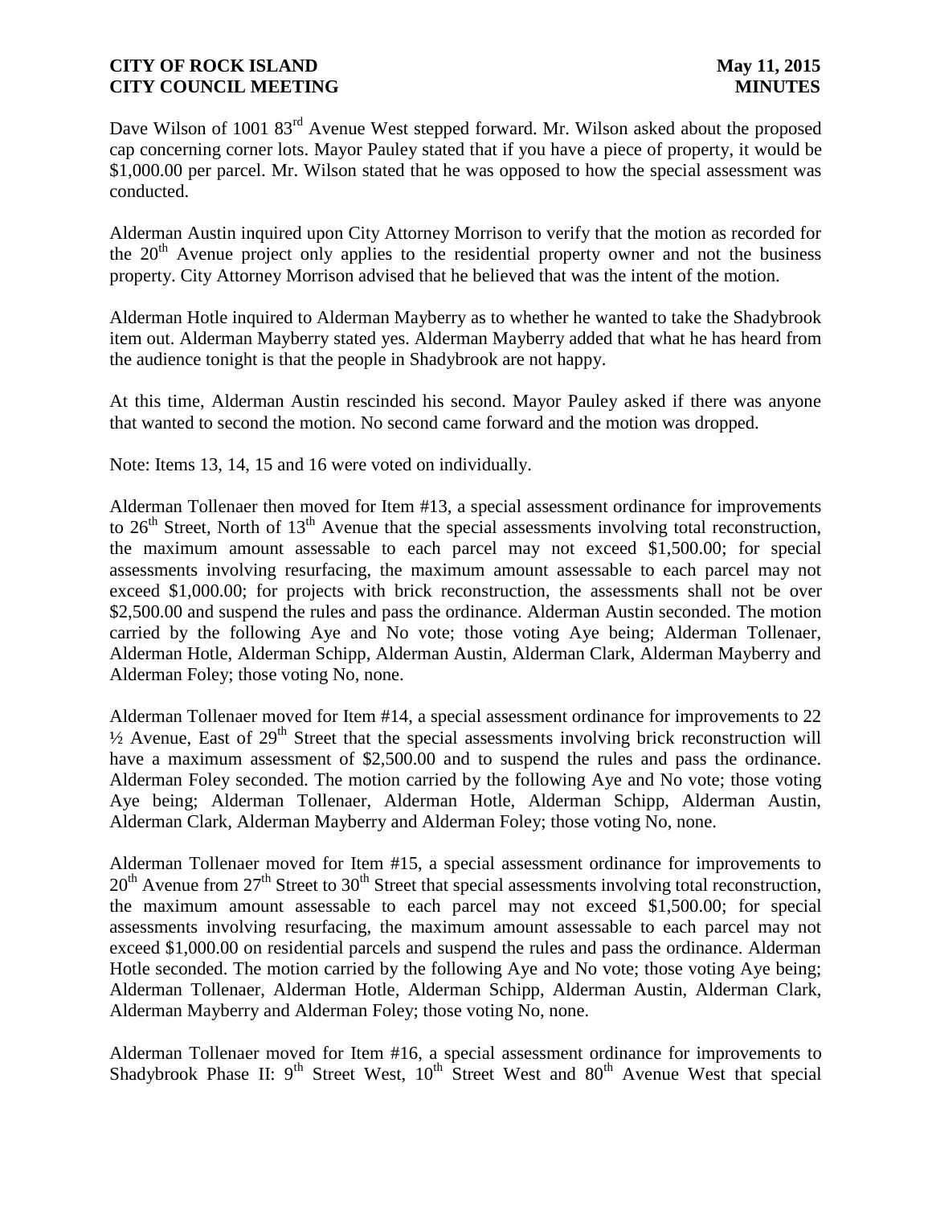Dave Wilson of 1001 83rd Avenue West stepped forward. Mr. Wilson asked about the proposed cap concerning corner lots. Mayor Pauley stated that if you have a piece of property, it would be \$1,000.00 per parcel. Mr. Wilson stated that he was opposed to how the special assessment was conducted.

Alderman Austin inquired upon City Attorney Morrison to verify that the motion as recorded for the 20th Avenue project only applies to the residential property owner and not the business property. City Attorney Morrison advised that he believed that was the intent of the motion.

Alderman Hotle inquired to Alderman Mayberry as to whether he wanted to take the Shadybrook item out. Alderman Mayberry stated yes. Alderman Mayberry added that what he has heard from the audience tonight is that the people in Shadybrook are not happy.

At this time, Alderman Austin rescinded his second. Mayor Pauley asked if there was anyone that wanted to second the motion. No second came forward and the motion was dropped.

Note: Items 13, 14, 15 and 16 were voted on individually.

Alderman Tollenaer then moved for Item #13, a special assessment ordinance for improvements to 26th Street, North of 13th Avenue that the special assessments involving total reconstruction, the maximum amount assessable to each parcel may not exceed \$1,500.00; for special assessments involving resurfacing, the maximum amount assessable to each parcel may not exceed \$1,000.00; for projects with brick reconstruction, the assessments shall not be over \$2,500.00 and suspend the rules and pass the ordinance. Alderman Austin seconded. The motion carried by the following Aye and No vote; those voting Aye being; Alderman Tollenaer, Alderman Hotle, Alderman Schipp, Alderman Austin, Alderman Clark, Alderman Mayberry and Alderman Foley; those voting No, none.

Alderman Tollenaer moved for Item #14, a special assessment ordinance for improvements to 22 ½ Avenue, East of 29th Street that the special assessments involving brick reconstruction will have a maximum assessment of \$2,500.00 and to suspend the rules and pass the ordinance. Alderman Foley seconded. The motion carried by the following Aye and No vote; those voting Aye being; Alderman Tollenaer, Alderman Hotle, Alderman Schipp, Alderman Austin, Alderman Clark, Alderman Mayberry and Alderman Foley; those voting No, none.

Alderman Tollenaer moved for Item #15, a special assessment ordinance for improvements to 20th Avenue from 27th Street to 30th Street that special assessments involving total reconstruction, the maximum amount assessable to each parcel may not exceed \$1,500.00; for special assessments involving resurfacing, the maximum amount assessable to each parcel may not exceed \$1,000.00 on residential parcels and suspend the rules and pass the ordinance. Alderman Hotle seconded. The motion carried by the following Aye and No vote; those voting Aye being; Alderman Tollenaer, Alderman Hotle, Alderman Schipp, Alderman Austin, Alderman Clark, Alderman Mayberry and Alderman Foley; those voting No, none.

Alderman Tollenaer moved for Item #16, a special assessment ordinance for improvements to Shadybrook Phase II: 9th Street West, 10th Street West and 80th Avenue West that special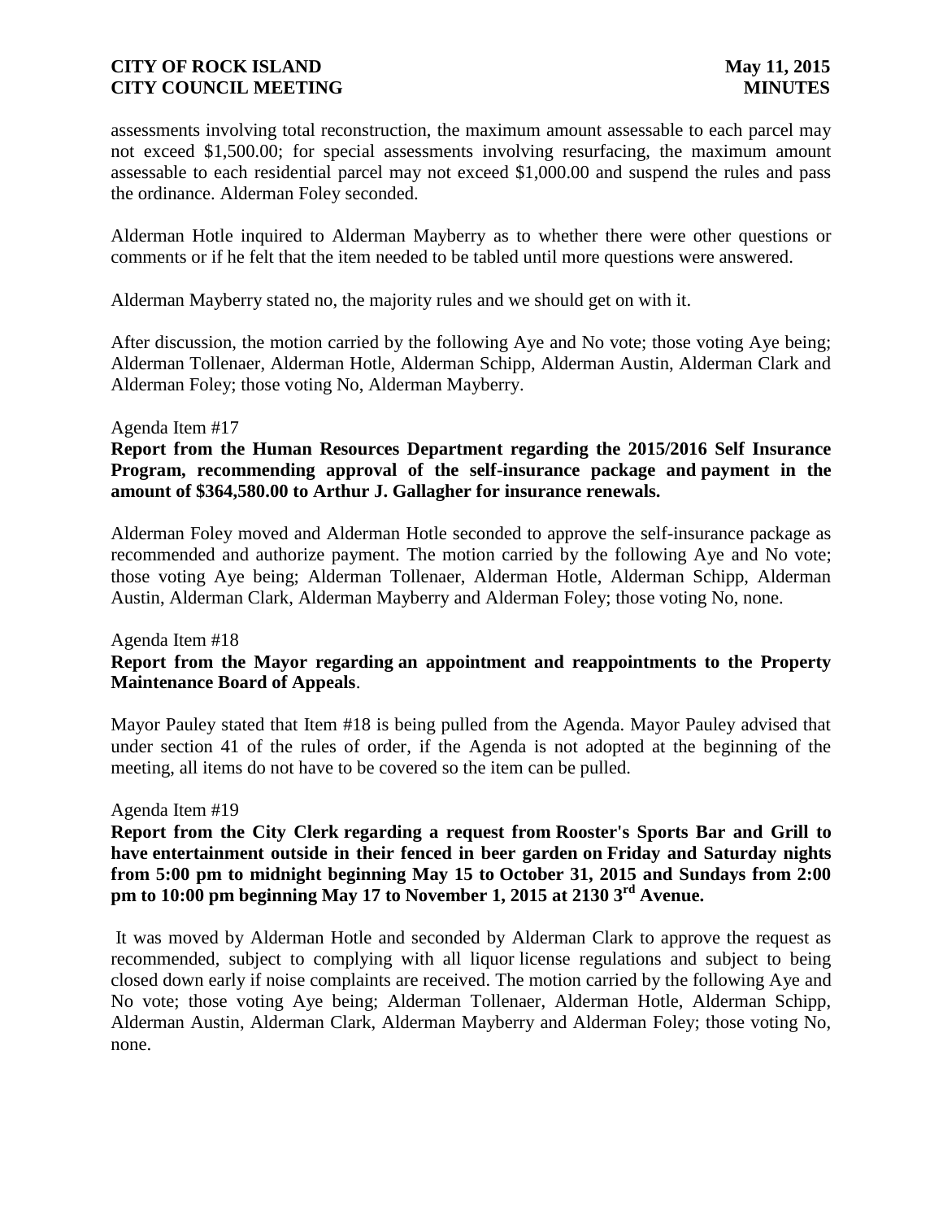assessments involving total reconstruction, the maximum amount assessable to each parcel may not exceed $1,500.00; for special assessments involving resurfacing, the maximum amount assessable to each residential parcel may not exceed $1,000.00 and suspend the rules and pass the ordinance. Alderman Foley seconded.

Alderman Hotle inquired to Alderman Mayberry as to whether there were other questions or comments or if he felt that the item needed to be tabled until more questions were answered.

Alderman Mayberry stated no, the majority rules and we should get on with it.

After discussion, the motion carried by the following Aye and No vote; those voting Aye being; Alderman Tollenaer, Alderman Hotle, Alderman Schipp, Alderman Austin, Alderman Clark and Alderman Foley; those voting No, Alderman Mayberry.

Agenda Item #17

**Report from the Human Resources Department regarding the 2015/2016 Self Insurance Program, recommending approval of the self-insurance package and payment in the amount of $364,580.00 to Arthur J. Gallagher for insurance renewals.**

Alderman Foley moved and Alderman Hotle seconded to approve the self-insurance package as recommended and authorize payment. The motion carried by the following Aye and No vote; those voting Aye being; Alderman Tollenaer, Alderman Hotle, Alderman Schipp, Alderman Austin, Alderman Clark, Alderman Mayberry and Alderman Foley; those voting No, none.

Agenda Item #18

**Report from the Mayor regarding an appointment and reappointments to the Property Maintenance Board of Appeals**.

Mayor Pauley stated that Item #18 is being pulled from the Agenda. Mayor Pauley advised that under section 41 of the rules of order, if the Agenda is not adopted at the beginning of the meeting, all items do not have to be covered so the item can be pulled.

Agenda Item #19

**Report from the City Clerk regarding a request from Rooster's Sports Bar and Grill to have entertainment outside in their fenced in beer garden on Friday and Saturday nights from 5:00 pm to midnight beginning May 15 to October 31, 2015 and Sundays from 2:00 pm to 10:00 pm beginning May 17 to November 1, 2015 at 2130 3rd Avenue.**

It was moved by Alderman Hotle and seconded by Alderman Clark to approve the request as recommended, subject to complying with all liquor license regulations and subject to being closed down early if noise complaints are received. The motion carried by the following Aye and No vote; those voting Aye being; Alderman Tollenaer, Alderman Hotle, Alderman Schipp, Alderman Austin, Alderman Clark, Alderman Mayberry and Alderman Foley; those voting No, none.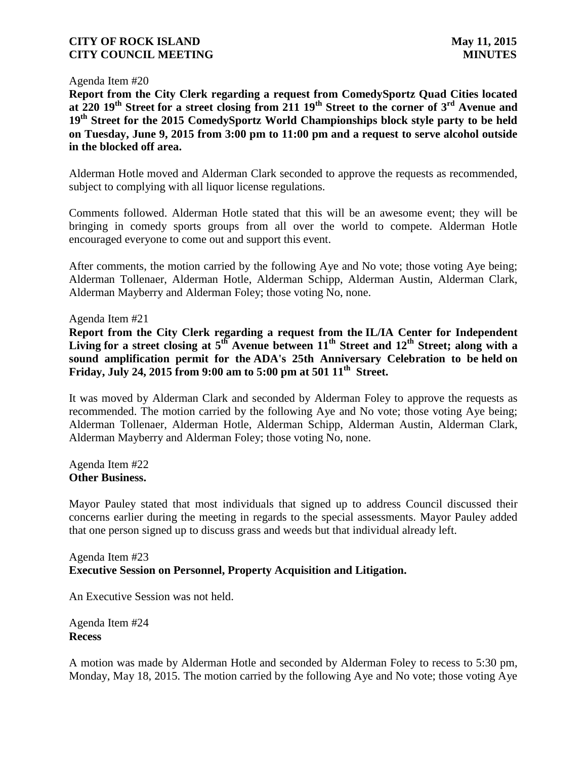Agenda Item #20

**Report from the City Clerk regarding a request from ComedySportz Quad Cities located at 220 19th Street for a street closing from 211 19th Street to the corner of 3rd Avenue and 19th Street for the 2015 ComedySportz World Championships block style party to be held on Tuesday, June 9, 2015 from 3:00 pm to 11:00 pm and a request to serve alcohol outside in the blocked off area.**

Alderman Hotle moved and Alderman Clark seconded to approve the requests as recommended, subject to complying with all liquor license regulations.

Comments followed. Alderman Hotle stated that this will be an awesome event; they will be bringing in comedy sports groups from all over the world to compete. Alderman Hotle encouraged everyone to come out and support this event.

After comments, the motion carried by the following Aye and No vote; those voting Aye being; Alderman Tollenaer, Alderman Hotle, Alderman Schipp, Alderman Austin, Alderman Clark, Alderman Mayberry and Alderman Foley; those voting No, none.

Agenda Item #21

**Report from the City Clerk regarding a request from the IL/IA Center for Independent Living for a street closing at 5th Avenue between 11th Street and 12th Street; along with a sound amplification permit for the ADA's 25th Anniversary Celebration to be held on Friday, July 24, 2015 from 9:00 am to 5:00 pm at 501 11th Street.**

It was moved by Alderman Clark and seconded by Alderman Foley to approve the requests as recommended. The motion carried by the following Aye and No vote; those voting Aye being; Alderman Tollenaer, Alderman Hotle, Alderman Schipp, Alderman Austin, Alderman Clark, Alderman Mayberry and Alderman Foley; those voting No, none.

Agenda Item #22
**Other Business.**

Mayor Pauley stated that most individuals that signed up to address Council discussed their concerns earlier during the meeting in regards to the special assessments. Mayor Pauley added that one person signed up to discuss grass and weeds but that individual already left.

Agenda Item #23
**Executive Session on Personnel, Property Acquisition and Litigation.**

An Executive Session was not held.

Agenda Item #24
**Recess**

A motion was made by Alderman Hotle and seconded by Alderman Foley to recess to 5:30 pm, Monday, May 18, 2015. The motion carried by the following Aye and No vote; those voting Aye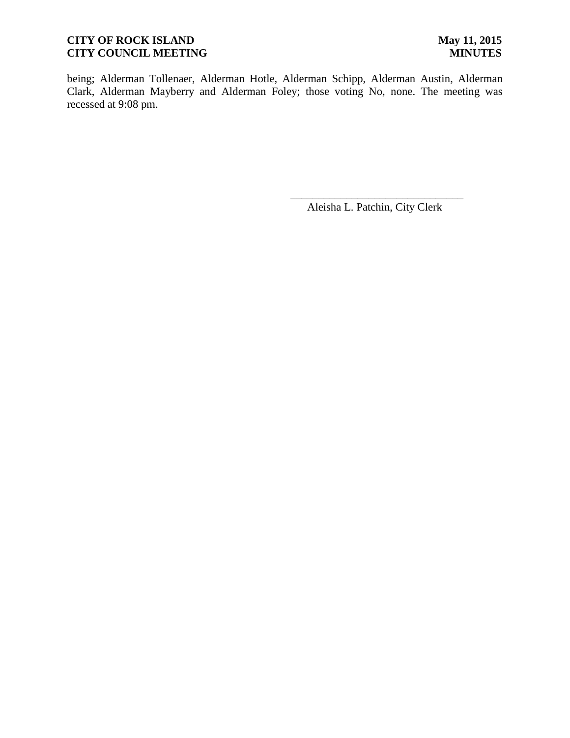being; Alderman Tollenaer, Alderman Hotle, Alderman Schipp, Alderman Austin, Alderman Clark, Alderman Mayberry and Alderman Foley; those voting No, none. The meeting was recessed at 9:08 pm.

\_\_\_\_\_\_\_\_\_\_\_\_\_\_\_\_\_\_\_\_\_\_\_\_\_\_\_\_\_\_\_\_

Aleisha L. Patchin, City Clerk